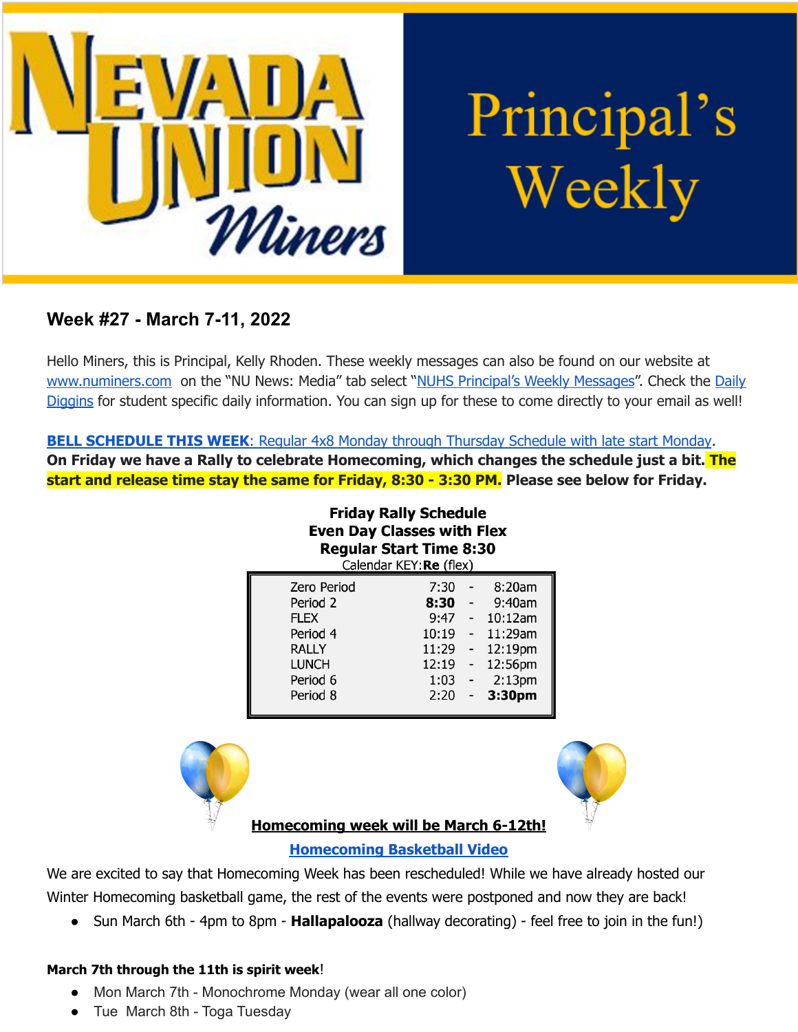# Nevada Union Miners — Principal's Weekly

## Week #27 - March 7-11, 2022

Hello Miners, this is Principal, Kelly Rhoden. These weekly messages can also be found on our website at www.numiners.com on the "NU News: Media" tab select "NUHS Principal's Weekly Messages". Check the Daily Diggins for student specific daily information. You can sign up for these to come directly to your email as well!

**BELL SCHEDULE THIS WEEK**: Regular 4x8 Monday through Thursday Schedule with late start Monday. **On Friday we have a Rally to celebrate Homecoming, which changes the schedule just a bit. The start and release time stay the same for Friday, 8:30 - 3:30 PM. Please see below for Friday.**

**Friday Rally Schedule**
**Even Day Classes with Flex**
**Regular Start Time 8:30**
Calendar KEY: **Re** (flex)

| Period | Time |
|---|---|
| Zero Period | 7:30 - 8:20am |
| Period 2 | **8:30** - 9:40am |
| FLEX | 9:47 - 10:12am |
| Period 4 | 10:19 - 11:29am |
| RALLY | 11:29 - 12:19pm |
| LUNCH | 12:19 - 12:56pm |
| Period 6 | 1:03 - 2:13pm |
| Period 8 | 2:20 - **3:30pm** |

**Homecoming week will be March 6-12th!**

**Homecoming Basketball Video**

We are excited to say that Homecoming Week has been rescheduled! While we have already hosted our Winter Homecoming basketball game, the rest of the events were postponed and now they are back!

- Sun March 6th - 4pm to 8pm - **Hallapalooza** (hallway decorating) - feel free to join in the fun!)

**March 7th through the 11th is spirit week**!

- Mon March 7th - Monochrome Monday (wear all one color)
- Tue March 8th - Toga Tuesday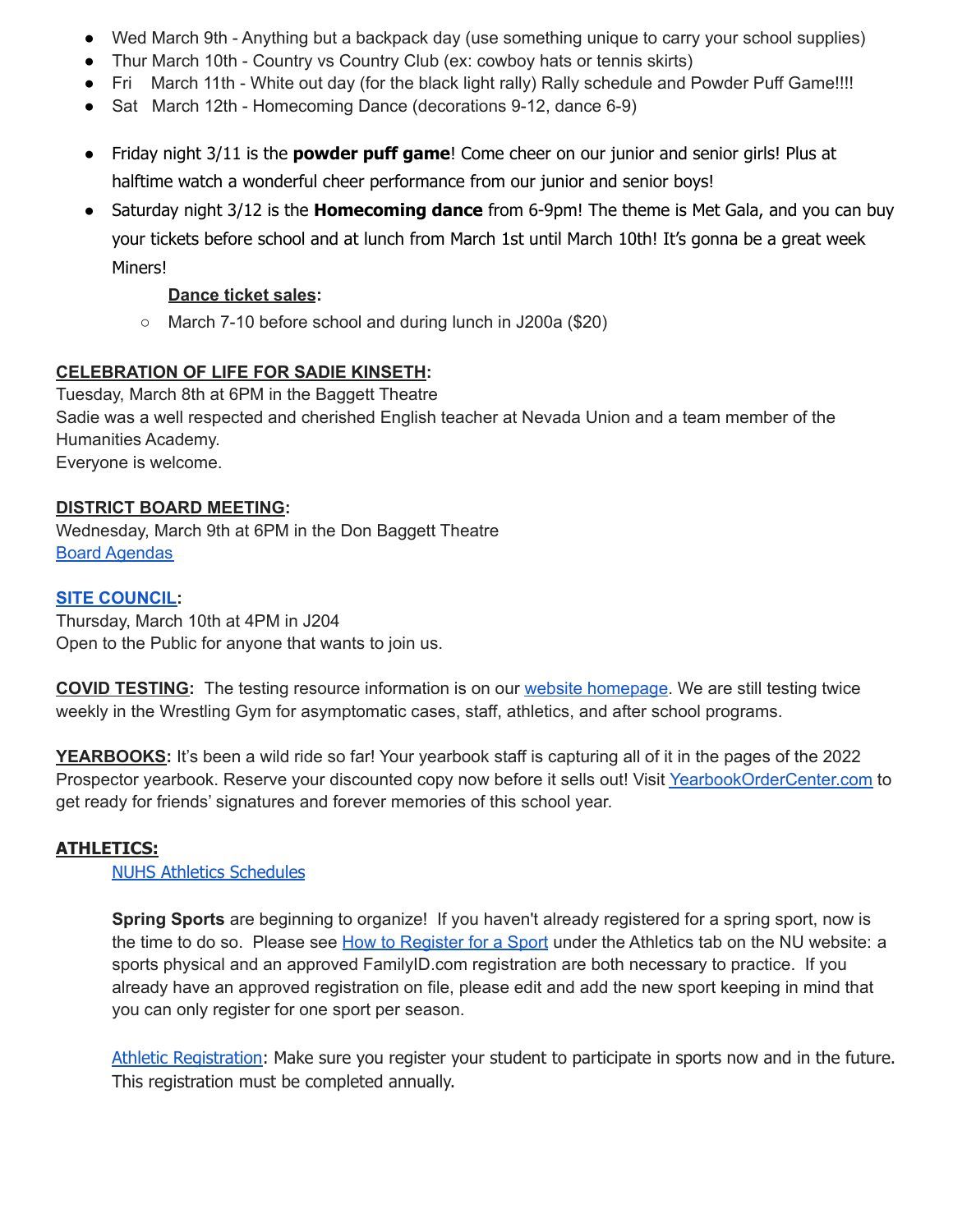- Wed March 9th - Anything but a backpack day (use something unique to carry your school supplies)
- Thur March 10th - Country vs Country Club (ex: cowboy hats or tennis skirts)
- Fri March 11th - White out day (for the black light rally) Rally schedule and Powder Puff Game!!!!
- Sat March 12th - Homecoming Dance (decorations 9-12, dance 6-9)

- Friday night 3/11 is the **powder puff game**! Come cheer on our junior and senior girls! Plus at halftime watch a wonderful cheer performance from our junior and senior boys!
- Saturday night 3/12 is the **Homecoming dance** from 6-9pm! The theme is Met Gala, and you can buy your tickets before school and at lunch from March 1st until March 10th! It's gonna be a great week Miners!

  **Dance ticket sales:**
  - March 7-10 before school and during lunch in J200a ($20)

**CELEBRATION OF LIFE FOR SADIE KINSETH:**
Tuesday, March 8th at 6PM in the Baggett Theatre
Sadie was a well respected and cherished English teacher at Nevada Union and a team member of the Humanities Academy.
Everyone is welcome.

**DISTRICT BOARD MEETING:**
Wednesday, March 9th at 6PM in the Don Baggett Theatre
Board Agendas

**SITE COUNCIL:**
Thursday, March 10th at 4PM in J204
Open to the Public for anyone that wants to join us.

**COVID TESTING:** The testing resource information is on our website homepage. We are still testing twice weekly in the Wrestling Gym for asymptomatic cases, staff, athletics, and after school programs.

**YEARBOOKS:** It's been a wild ride so far! Your yearbook staff is capturing all of it in the pages of the 2022 Prospector yearbook. Reserve your discounted copy now before it sells out! Visit YearbookOrderCenter.com to get ready for friends' signatures and forever memories of this school year.

**ATHLETICS:**

NUHS Athletics Schedules

**Spring Sports** are beginning to organize! If you haven't already registered for a spring sport, now is the time to do so. Please see How to Register for a Sport under the Athletics tab on the NU website: a sports physical and an approved FamilyID.com registration are both necessary to practice. If you already have an approved registration on file, please edit and add the new sport keeping in mind that you can only register for one sport per season.

Athletic Registration: Make sure you register your student to participate in sports now and in the future. This registration must be completed annually.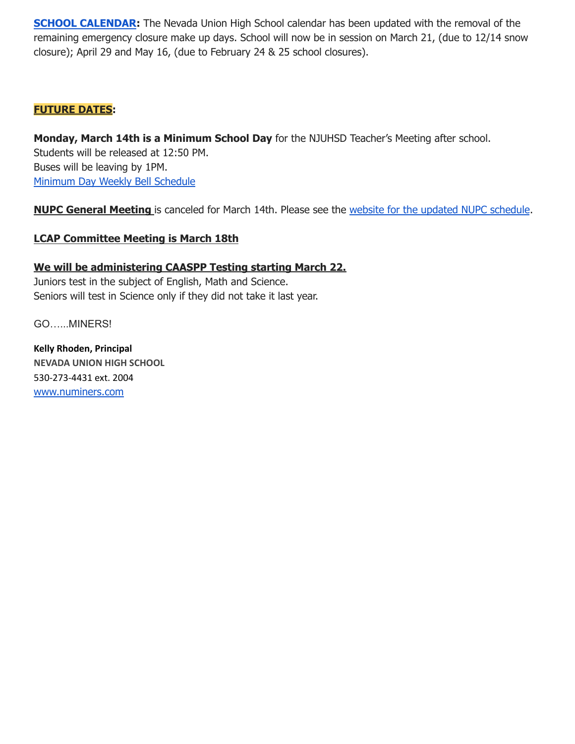**SCHOOL CALENDAR:** The Nevada Union High School calendar has been updated with the removal of the remaining emergency closure make up days. School will now be in session on March 21, (due to 12/14 snow closure); April 29 and May 16, (due to February 24 & 25 school closures).

**FUTURE DATES:**

**Monday, March 14th is a Minimum School Day** for the NJUHSD Teacher's Meeting after school.
Students will be released at 12:50 PM.
Buses will be leaving by 1PM.
Minimum Day Weekly Bell Schedule

**NUPC General Meeting** is canceled for March 14th. Please see the website for the updated NUPC schedule.

**LCAP Committee Meeting is March 18th**

**We will be administering CAASPP Testing starting March 22.**
Juniors test in the subject of English, Math and Science.
Seniors will test in Science only if they did not take it last year.

GO…...MINERS!

**Kelly Rhoden, Principal**
**NEVADA UNION HIGH SCHOOL**
530-273-4431 ext. 2004
www.numiners.com